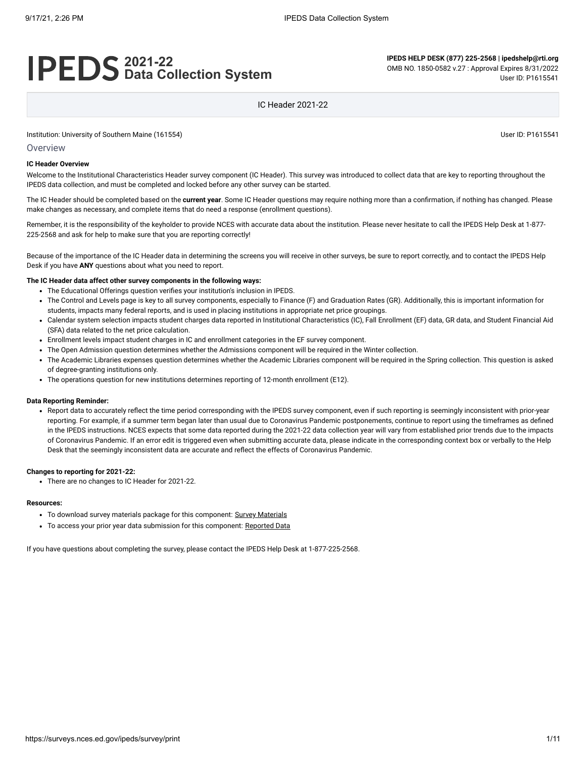# IPEDS 2021-22 Data Collection System

**IPEDS HELP DESK (877) 225-2568 | ipedshelp@rti.org**
OMB NO. 1850-0582 v.27 : Approval Expires 8/31/2022
User ID: P1615541

IC Header 2021-22

Institution: University of Southern Maine (161554)

User ID: P1615541

## Overview

**IC Header Overview**

Welcome to the Institutional Characteristics Header survey component (IC Header). This survey was introduced to collect data that are key to reporting throughout the IPEDS data collection, and must be completed and locked before any other survey can be started.

The IC Header should be completed based on the **current year**. Some IC Header questions may require nothing more than a confirmation, if nothing has changed. Please make changes as necessary, and complete items that do need a response (enrollment questions).

Remember, it is the responsibility of the keyholder to provide NCES with accurate data about the institution. Please never hesitate to call the IPEDS Help Desk at 1-877-225-2568 and ask for help to make sure that you are reporting correctly!

Because of the importance of the IC Header data in determining the screens you will receive in other surveys, be sure to report correctly, and to contact the IPEDS Help Desk if you have **ANY** questions about what you need to report.

**The IC Header data affect other survey components in the following ways:**

- The Educational Offerings question verifies your institution's inclusion in IPEDS.
- The Control and Levels page is key to all survey components, especially to Finance (F) and Graduation Rates (GR). Additionally, this is important information for students, impacts many federal reports, and is used in placing institutions in appropriate net price groupings.
- Calendar system selection impacts student charges data reported in Institutional Characteristics (IC), Fall Enrollment (EF) data, GR data, and Student Financial Aid (SFA) data related to the net price calculation.
- Enrollment levels impact student charges in IC and enrollment categories in the EF survey component.
- The Open Admission question determines whether the Admissions component will be required in the Winter collection.
- The Academic Libraries expenses question determines whether the Academic Libraries component will be required in the Spring collection. This question is asked of degree-granting institutions only.
- The operations question for new institutions determines reporting of 12-month enrollment (E12).

**Data Reporting Reminder:**

- Report data to accurately reflect the time period corresponding with the IPEDS survey component, even if such reporting is seemingly inconsistent with prior-year reporting. For example, if a summer term began later than usual due to Coronavirus Pandemic postponements, continue to report using the timeframes as defined in the IPEDS instructions. NCES expects that some data reported during the 2021-22 data collection year will vary from established prior trends due to the impacts of Coronavirus Pandemic. If an error edit is triggered even when submitting accurate data, please indicate in the corresponding context box or verbally to the Help Desk that the seemingly inconsistent data are accurate and reflect the effects of Coronavirus Pandemic.

**Changes to reporting for 2021-22:**

- There are no changes to IC Header for 2021-22.

**Resources:**

- To download survey materials package for this component: Survey Materials
- To access your prior year data submission for this component: Reported Data

If you have questions about completing the survey, please contact the IPEDS Help Desk at 1-877-225-2568.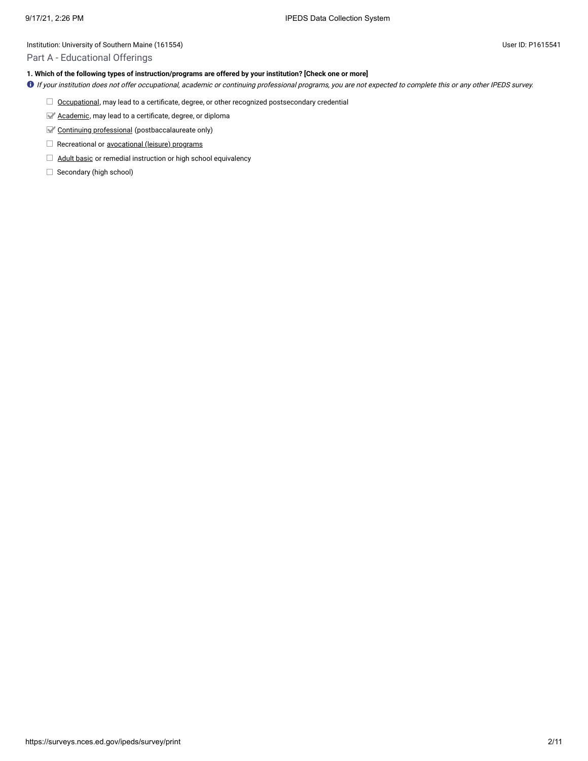Institution: University of Southern Maine (161554)

User ID: P1615541

## Part A - Educational Offerings

**1. Which of the following types of instruction/programs are offered by your institution? [Check one or more]**

*If your institution does not offer occupational, academic or continuing professional programs, you are not expected to complete this or any other IPEDS survey.*

- [ ] Occupational, may lead to a certificate, degree, or other recognized postsecondary credential
- [x] Academic, may lead to a certificate, degree, or diploma
- [x] Continuing professional (postbaccalaureate only)
- [ ] Recreational or avocational (leisure) programs
- [ ] Adult basic or remedial instruction or high school equivalency
- [ ] Secondary (high school)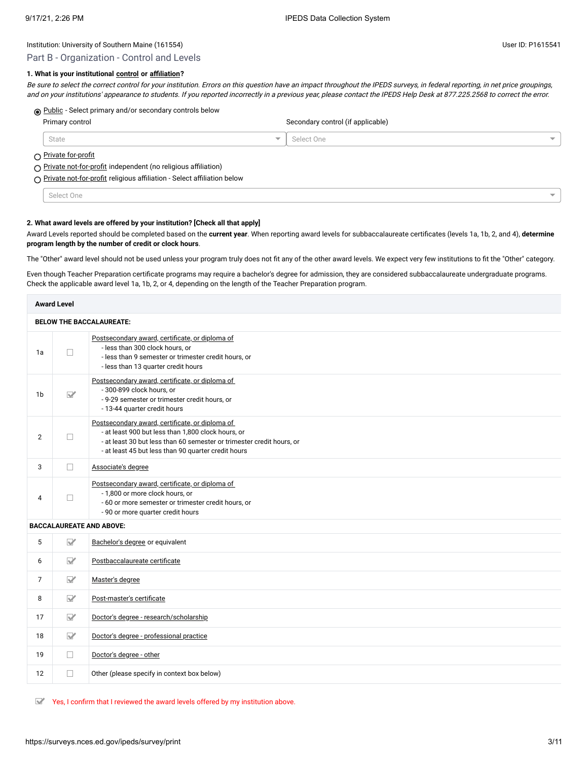Institution: University of Southern Maine (161554)

User ID: P1615541

## Part B - Organization - Control and Levels

**1. What is your institutional control or affiliation?**

*Be sure to select the correct control for your institution. Errors on this question have an impact throughout the IPEDS surveys, in federal reporting, in net price groupings, and on your institutions' appearance to students. If you reported incorrectly in a previous year, please contact the IPEDS Help Desk at 877.225.2568 to correct the error.*

- (●) Public - Select primary and/or secondary controls below
  - Primary control: State
  - Secondary control (if applicable): Select One
- ( ) Private for-profit
- ( ) Private not-for-profit independent (no religious affiliation)
- ( ) Private not-for-profit religious affiliation - Select affiliation below
  - Select One

**2. What award levels are offered by your institution? [Check all that apply]**

Award Levels reported should be completed based on the **current year**. When reporting award levels for subbaccalaureate certificates (levels 1a, 1b, 2, and 4), **determine program length by the number of credit or clock hours**.

The "Other" award level should not be used unless your program truly does not fit any of the other award levels. We expect very few institutions to fit the "Other" category.

Even though Teacher Preparation certificate programs may require a bachelor's degree for admission, they are considered subbaccalaureate undergraduate programs. Check the applicable award level 1a, 1b, 2, or 4, depending on the length of the Teacher Preparation program.

| Award Level | | |
|---|---|---|
| **BELOW THE BACCALAUREATE:** | | |
| 1a | ☐ | Postsecondary award, certificate, or diploma of<br>- less than 300 clock hours, or<br>- less than 9 semester or trimester credit hours, or<br>- less than 13 quarter credit hours |
| 1b | ☑ | Postsecondary award, certificate, or diploma of<br>- 300-899 clock hours, or<br>- 9-29 semester or trimester credit hours, or<br>- 13-44 quarter credit hours |
| 2 | ☐ | Postsecondary award, certificate, or diploma of<br>- at least 900 but less than 1,800 clock hours, or<br>- at least 30 but less than 60 semester or trimester credit hours, or<br>- at least 45 but less than 90 quarter credit hours |
| 3 | ☐ | Associate's degree |
| 4 | ☐ | Postsecondary award, certificate, or diploma of<br>- 1,800 or more clock hours, or<br>- 60 or more semester or trimester credit hours, or<br>- 90 or more quarter credit hours |
| **BACCALAUREATE AND ABOVE:** | | |
| 5 | ☑ | Bachelor's degree or equivalent |
| 6 | ☑ | Postbaccalaureate certificate |
| 7 | ☑ | Master's degree |
| 8 | ☑ | Post-master's certificate |
| 17 | ☑ | Doctor's degree - research/scholarship |
| 18 | ☑ | Doctor's degree - professional practice |
| 19 | ☐ | Doctor's degree - other |
| 12 | ☐ | Other (please specify in context box below) |

☑ Yes, I confirm that I reviewed the award levels offered by my institution above.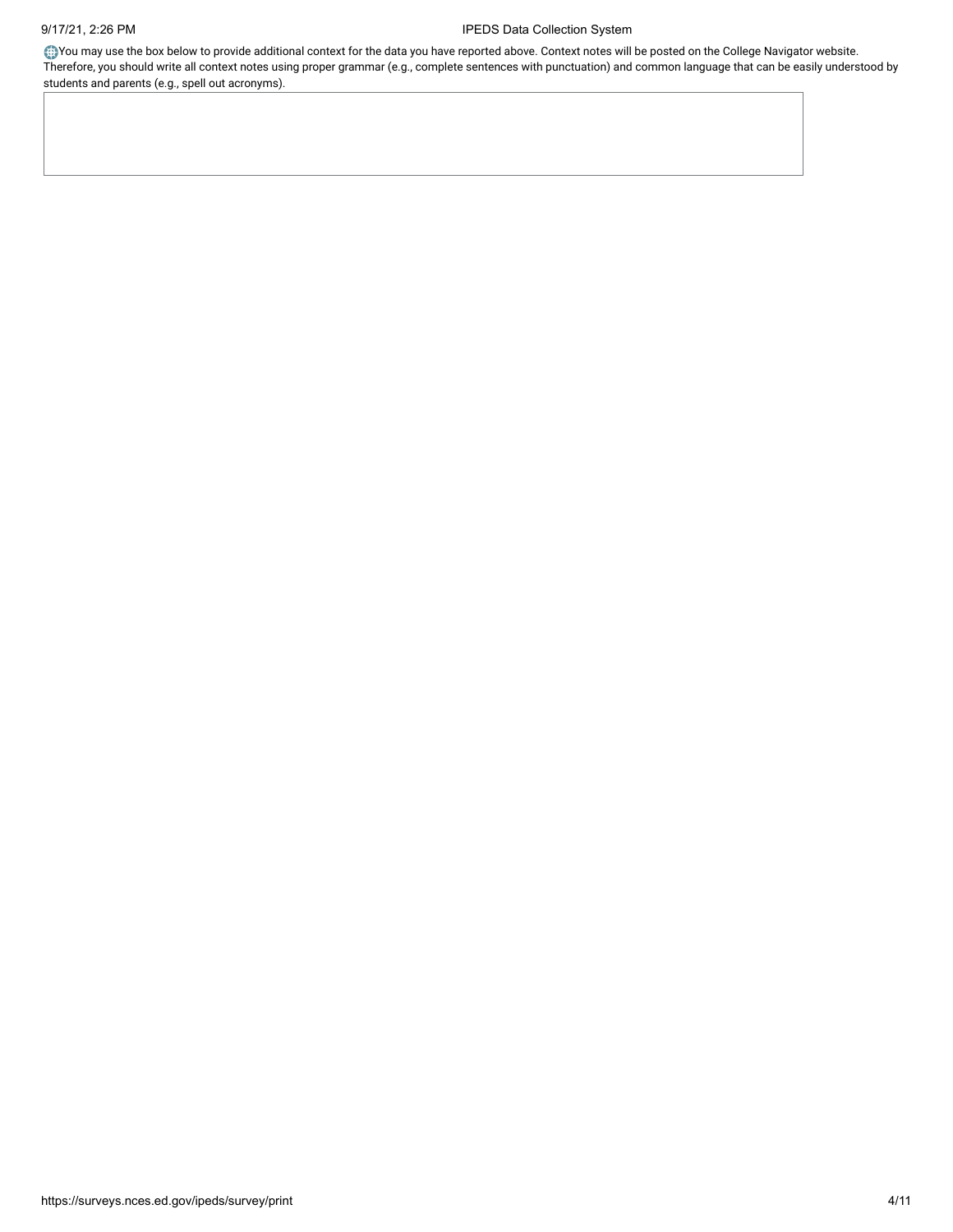You may use the box below to provide additional context for the data you have reported above. Context notes will be posted on the College Navigator website. Therefore, you should write all context notes using proper grammar (e.g., complete sentences with punctuation) and common language that can be easily understood by students and parents (e.g., spell out acronyms).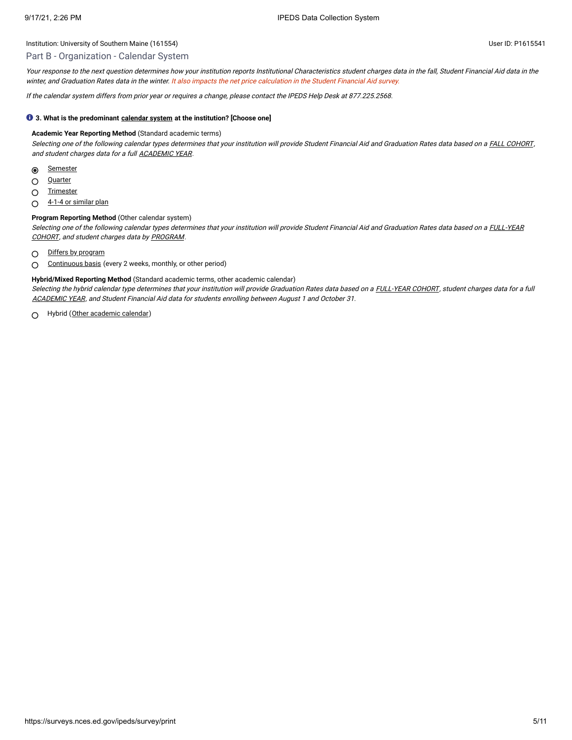Institution: University of Southern Maine (161554)

User ID: P1615541

## Part B - Organization - Calendar System

*Your response to the next question determines how your institution reports Institutional Characteristics student charges data in the fall, Student Financial Aid data in the winter, and Graduation Rates data in the winter. It also impacts the net price calculation in the Student Financial Aid survey.*

*If the calendar system differs from prior year or requires a change, please contact the IPEDS Help Desk at 877.225.2568.*

**3. What is the predominant calendar system at the institution? [Choose one]**

**Academic Year Reporting Method** (Standard academic terms)

*Selecting one of the following calendar types determines that your institution will provide Student Financial Aid and Graduation Rates data based on a FALL COHORT, and student charges data for a full ACADEMIC YEAR.*

- (●) Semester
- ( ) Quarter
- ( ) Trimester
- ( ) 4-1-4 or similar plan

**Program Reporting Method** (Other calendar system)

*Selecting one of the following calendar types determines that your institution will provide Student Financial Aid and Graduation Rates data based on a FULL-YEAR COHORT, and student charges data by PROGRAM.*

- ( ) Differs by program
- ( ) Continuous basis (every 2 weeks, monthly, or other period)

**Hybrid/Mixed Reporting Method** (Standard academic terms, other academic calendar)

*Selecting the hybrid calendar type determines that your institution will provide Graduation Rates data based on a FULL-YEAR COHORT, student charges data for a full ACADEMIC YEAR, and Student Financial Aid data for students enrolling between August 1 and October 31.*

- ( ) Hybrid (Other academic calendar)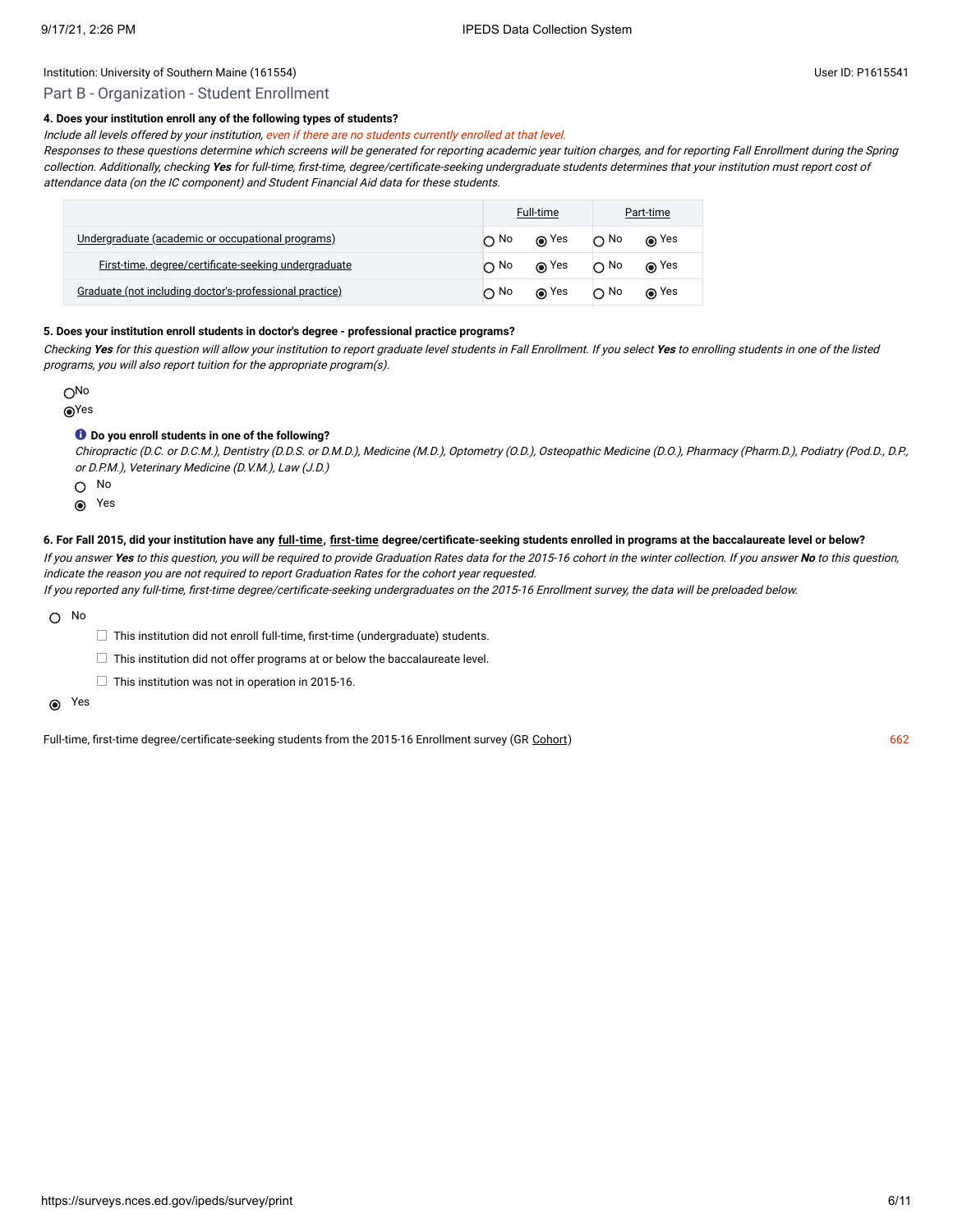Institution: University of Southern Maine (161554)

User ID: P1615541

## Part B - Organization - Student Enrollment

**4. Does your institution enroll any of the following types of students?**

*Include all levels offered by your institution, even if there are no students currently enrolled at that level.*

*Responses to these questions determine which screens will be generated for reporting academic year tuition charges, and for reporting Fall Enrollment during the Spring collection. Additionally, checking **Yes** for full-time, first-time, degree/certificate-seeking undergraduate students determines that your institution must report cost of attendance data (on the IC component) and Student Financial Aid data for these students.*

| | Full-time | | Part-time | |
|---|---|---|---|---|
| Undergraduate (academic or occupational programs) | ○ No | ◉ Yes | ○ No | ◉ Yes |
| First-time, degree/certificate-seeking undergraduate | ○ No | ◉ Yes | ○ No | ◉ Yes |
| Graduate (not including doctor's-professional practice) | ○ No | ◉ Yes | ○ No | ◉ Yes |

**5. Does your institution enroll students in doctor's degree - professional practice programs?**

*Checking **Yes** for this question will allow your institution to report graduate level students in Fall Enrollment. If you select **Yes** to enrolling students in one of the listed programs, you will also report tuition for the appropriate program(s).*

○ No

◉ Yes

**Do you enroll students in one of the following?**

*Chiropractic (D.C. or D.C.M.), Dentistry (D.D.S. or D.M.D.), Medicine (M.D.), Optometry (O.D.), Osteopathic Medicine (D.O.), Pharmacy (Pharm.D.), Podiatry (Pod.D., D.P., or D.P.M.), Veterinary Medicine (D.V.M.), Law (J.D.)*

○ No

◉ Yes

**6. For Fall 2015, did your institution have any full-time, first-time degree/certificate-seeking students enrolled in programs at the baccalaureate level or below?**

*If you answer **Yes** to this question, you will be required to provide Graduation Rates data for the 2015-16 cohort in the winter collection. If you answer **No** to this question, indicate the reason you are not required to report Graduation Rates for the cohort year requested.*

*If you reported any full-time, first-time degree/certificate-seeking undergraduates on the 2015-16 Enrollment survey, the data will be preloaded below.*

○ No

- ☐ This institution did not enroll full-time, first-time (undergraduate) students.
- ☐ This institution did not offer programs at or below the baccalaureate level.
- ☐ This institution was not in operation in 2015-16.

◉ Yes

Full-time, first-time degree/certificate-seeking students from the 2015-16 Enrollment survey (GR Cohort) 662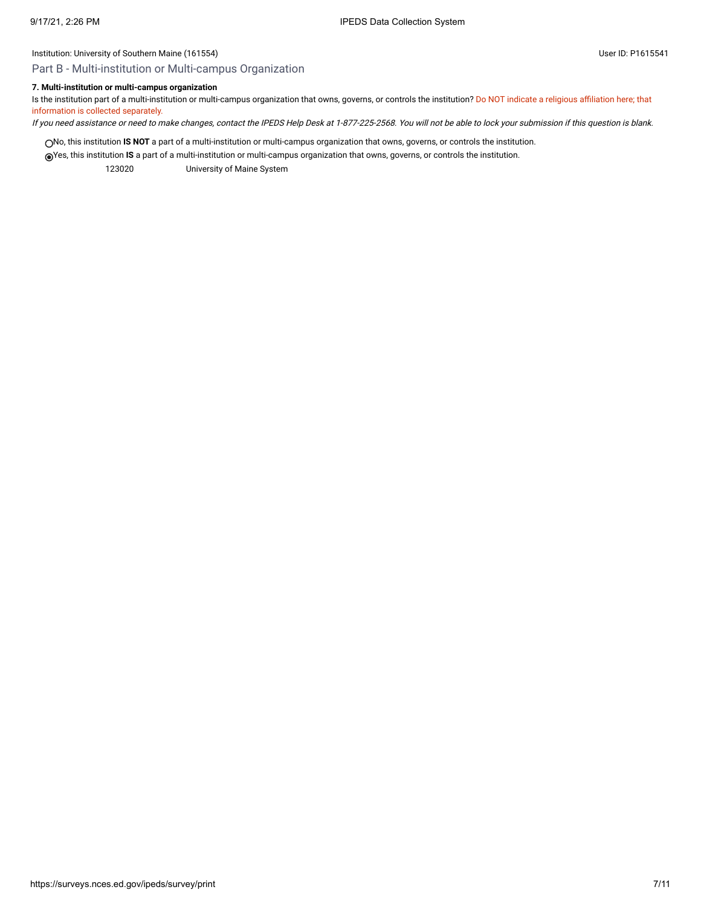Institution: University of Southern Maine (161554)

User ID: P1615541

## Part B - Multi-institution or Multi-campus Organization

**7. Multi-institution or multi-campus organization**

Is the institution part of a multi-institution or multi-campus organization that owns, governs, or controls the institution? Do NOT indicate a religious affiliation here; that information is collected separately.

*If you need assistance or need to make changes, contact the IPEDS Help Desk at 1-877-225-2568. You will not be able to lock your submission if this question is blank.*

- ○ No, this institution **IS NOT** a part of a multi-institution or multi-campus organization that owns, governs, or controls the institution.
- ◉ Yes, this institution **IS** a part of a multi-institution or multi-campus organization that owns, governs, or controls the institution.

| | |
|---|---|
| 123020 | University of Maine System |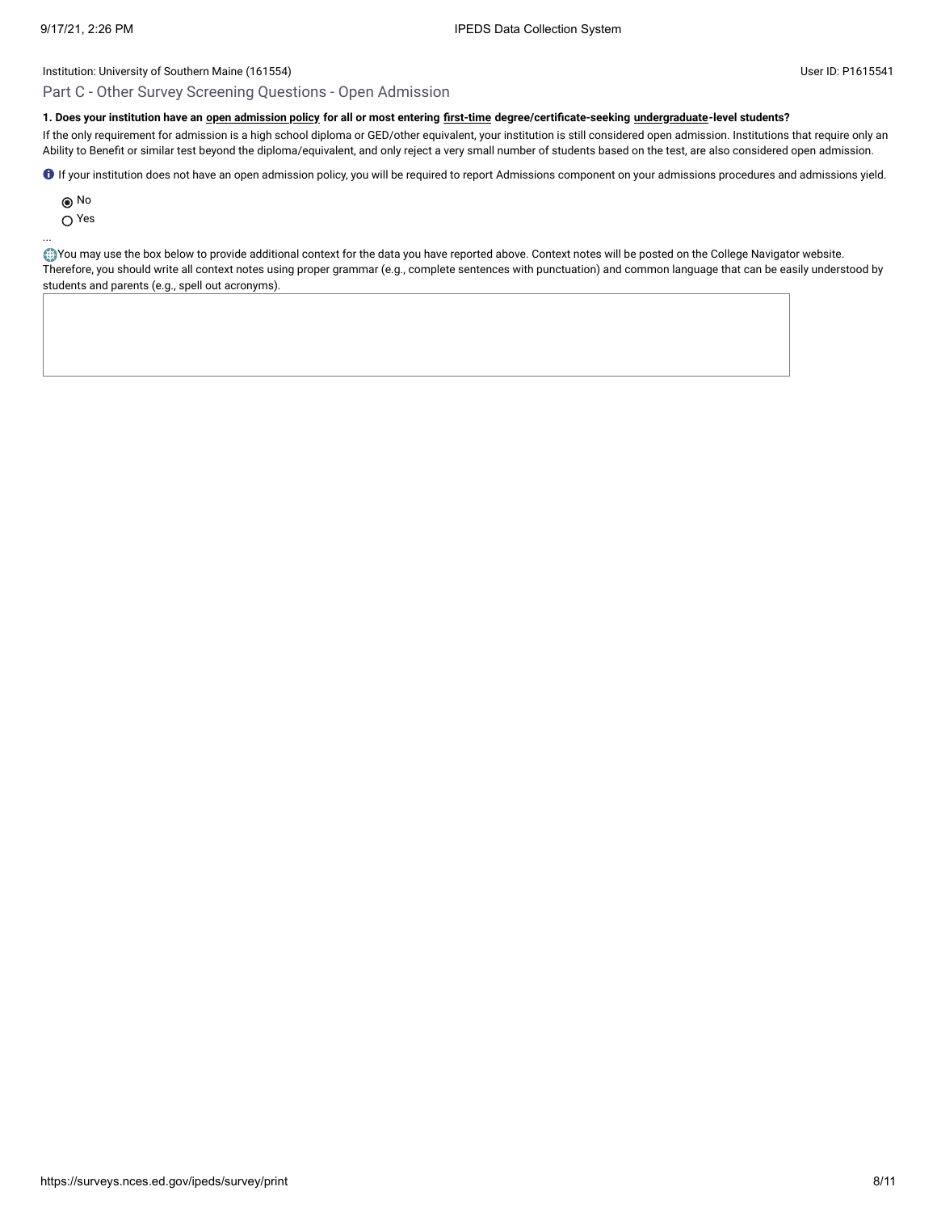Institution: University of Southern Maine (161554)

User ID: P1615541

## Part C - Other Survey Screening Questions - Open Admission

**1. Does your institution have an open admission policy for all or most entering first-time degree/certificate-seeking undergraduate-level students?**

If the only requirement for admission is a high school diploma or GED/other equivalent, your institution is still considered open admission. Institutions that require only an Ability to Benefit or similar test beyond the diploma/equivalent, and only reject a very small number of students based on the test, are also considered open admission.

If your institution does not have an open admission policy, you will be required to report Admissions component on your admissions procedures and admissions yield.

- (●) No
- ( ) Yes

...

You may use the box below to provide additional context for the data you have reported above. Context notes will be posted on the College Navigator website. Therefore, you should write all context notes using proper grammar (e.g., complete sentences with punctuation) and common language that can be easily understood by students and parents (e.g., spell out acronyms).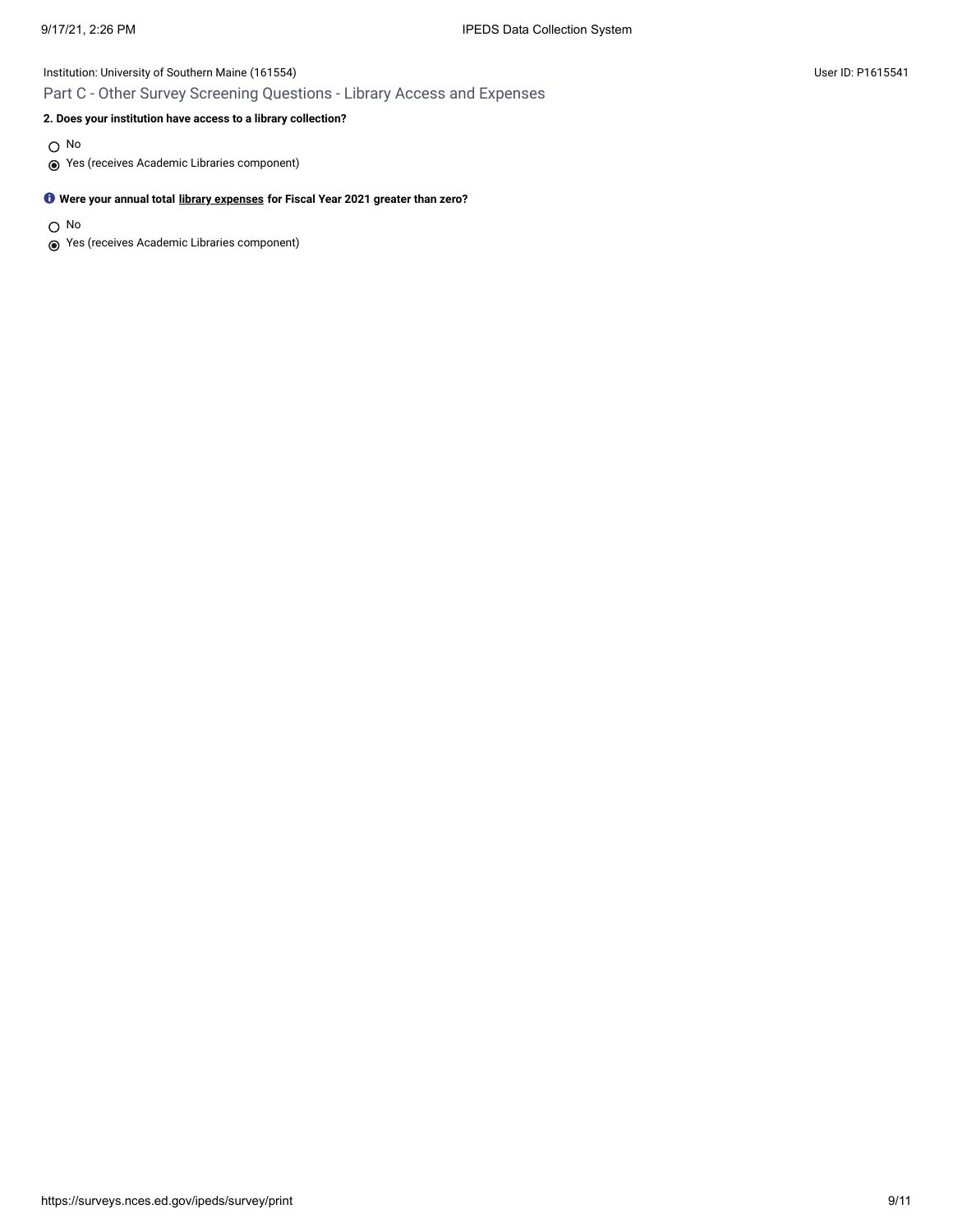Institution: University of Southern Maine (161554)

User ID: P1615541

## Part C - Other Survey Screening Questions - Library Access and Expenses

**2. Does your institution have access to a library collection?**

- ○ No
- ◉ Yes (receives Academic Libraries component)

**Were your annual total library expenses for Fiscal Year 2021 greater than zero?**

- ○ No
- ◉ Yes (receives Academic Libraries component)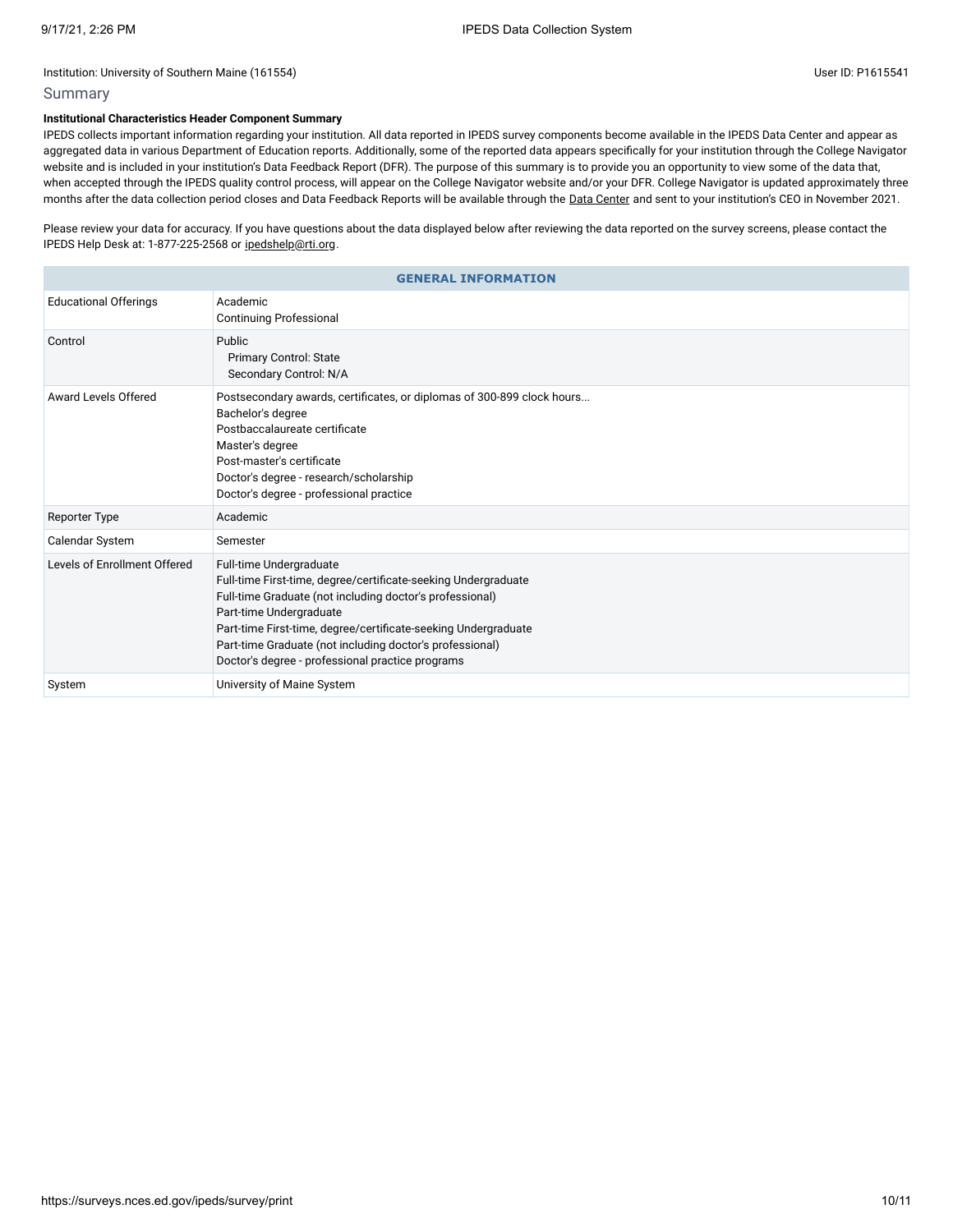Institution: University of Southern Maine (161554)

User ID: P1615541

## Summary

**Institutional Characteristics Header Component Summary**

IPEDS collects important information regarding your institution. All data reported in IPEDS survey components become available in the IPEDS Data Center and appear as aggregated data in various Department of Education reports. Additionally, some of the reported data appears specifically for your institution through the College Navigator website and is included in your institution's Data Feedback Report (DFR). The purpose of this summary is to provide you an opportunity to view some of the data that, when accepted through the IPEDS quality control process, will appear on the College Navigator website and/or your DFR. College Navigator is updated approximately three months after the data collection period closes and Data Feedback Reports will be available through the Data Center and sent to your institution's CEO in November 2021.

Please review your data for accuracy. If you have questions about the data displayed below after reviewing the data reported on the survey screens, please contact the IPEDS Help Desk at: 1-877-225-2568 or ipedshelp@rti.org.

| GENERAL INFORMATION | |
|---|---|
| Educational Offerings | Academic<br>Continuing Professional |
| Control | Public<br>Primary Control: State<br>Secondary Control: N/A |
| Award Levels Offered | Postsecondary awards, certificates, or diplomas of 300-899 clock hours...<br>Bachelor's degree<br>Postbaccalaureate certificate<br>Master's degree<br>Post-master's certificate<br>Doctor's degree - research/scholarship<br>Doctor's degree - professional practice |
| Reporter Type | Academic |
| Calendar System | Semester |
| Levels of Enrollment Offered | Full-time Undergraduate<br>Full-time First-time, degree/certificate-seeking Undergraduate<br>Full-time Graduate (not including doctor's professional)<br>Part-time Undergraduate<br>Part-time First-time, degree/certificate-seeking Undergraduate<br>Part-time Graduate (not including doctor's professional)<br>Doctor's degree - professional practice programs |
| System | University of Maine System |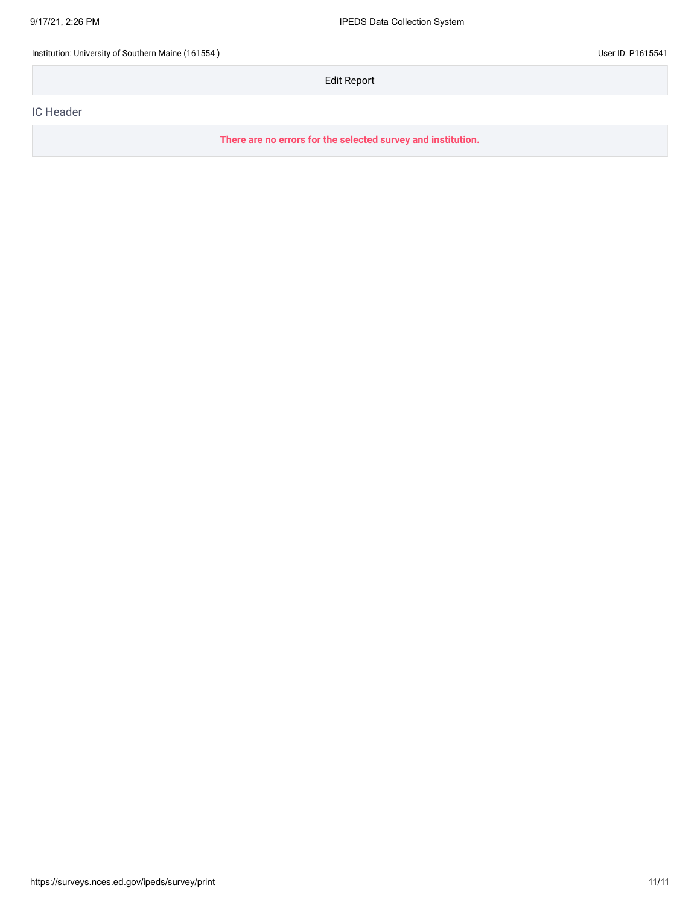Institution: University of Southern Maine (161554 )

User ID: P1615541

Edit Report

## IC Header

**There are no errors for the selected survey and institution.**